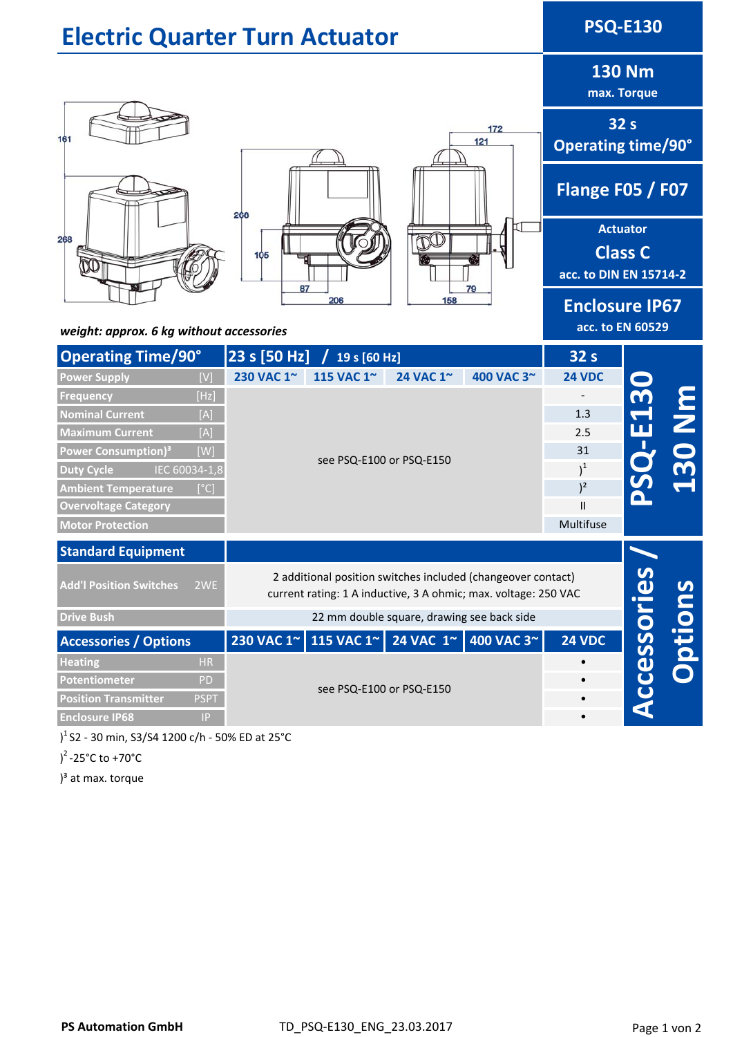# Electric Quarter Turn Actuator

**PSQ-E130**

**130 Nm**
max. Torque

**32 s**
Operating time/90°

**Flange F05 / F07**

Actuator
**Class C**
acc. to DIN EN 15714-2

**Enclosure IP67**
acc. to EN 60529

*weight: approx. 6 kg without accessories*

| Operating Time/90° | | 23 s [50 Hz] / 19 s [60 Hz] | | | | 32 s |
|---|---|---|---|---|---|---|
| Power Supply | [V] | 230 VAC 1~ | 115 VAC 1~ | 24 VAC 1~ | 400 VAC 3~ | 24 VDC |
| Frequency | [Hz] | see PSQ-E100 or PSQ-E150 | | | | - |
| Nominal Current | [A] | | | | | 1.3 |
| Maximum Current | [A] | | | | | 2.5 |
| Power Consumption)³ | [W] | | | | | 31 |
| Duty Cycle | IEC 60034-1,8 | | | | | )¹ |
| Ambient Temperature | [°C] | | | | | )² |
| Overvoltage Category | | | | | | II |
| Motor Protection | | | | | | Multifuse |

**PSQ-E130 130 Nm**

| Standard Equipment | | |
|---|---|---|
| Add'l Position Switches | 2WE | 2 additional position switches included (changeover contact) current rating: 1 A inductive, 3 A ohmic; max. voltage: 250 VAC |
| Drive Bush | | 22 mm double square, drawing see back side |

| Accessories / Options | | 230 VAC 1~ | 115 VAC 1~ | 24 VAC 1~ | 400 VAC 3~ | 24 VDC |
|---|---|---|---|---|---|---|
| Heating | HR | see PSQ-E100 or PSQ-E150 | | | | • |
| Potentiometer | PD | | | | | • |
| Position Transmitter | PSPT | | | | | • |
| Enclosure IP68 | IP | | | | | • |

**Accessories / Options**

)¹ S2 - 30 min, S3/S4 1200 c/h - 50% ED at 25°C

)² -25°C to +70°C

)³ at max. torque

PS Automation GmbH TD_PSQ-E130_ENG_23.03.2017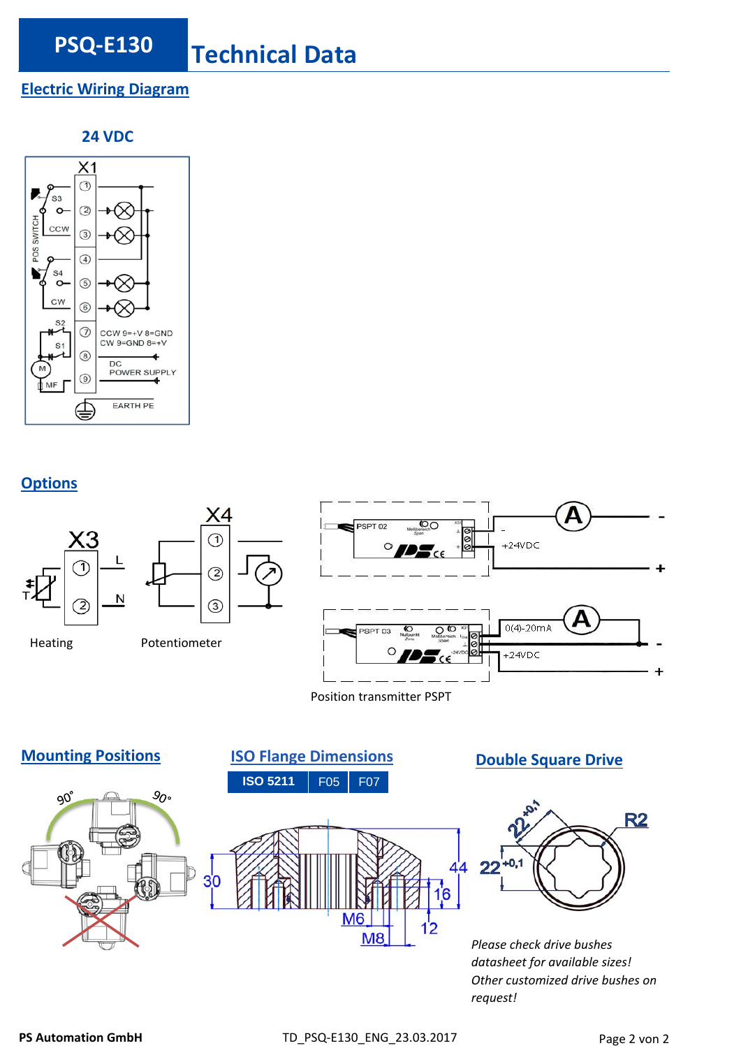# PSQ-E130 Technical Data

## Electric Wiring Diagram

24 VDC

X1

S3

CCW

POS SWITCH

S4

CW

S2

S1

M

MF

CCW 9=+V 8=GND
CW 9=GND 8=+V

DC
POWER SUPPLY

EARTH PE

## Options

X3

T

L

N

Heating

X4

Potentiometer

PSPT 02

+24VDC

A

-

+

PSPT 03

0(4)-20mA

+24VDC

A

-

+

Position transmitter PSPT

## Mounting Positions

90°

90°

## ISO Flange Dimensions

| ISO 5211 | F05 | F07 |
|---|---|---|

30

44

16

12

M6

M8

## Double Square Drive

$22^{+0,1}$

$22^{+0,1}$

R2

*Please check drive bushes datasheet for available sizes! Other customized drive bushes on request!*

**PS Automation GmbH** TD_PSQ-E130_ENG_23.03.2017